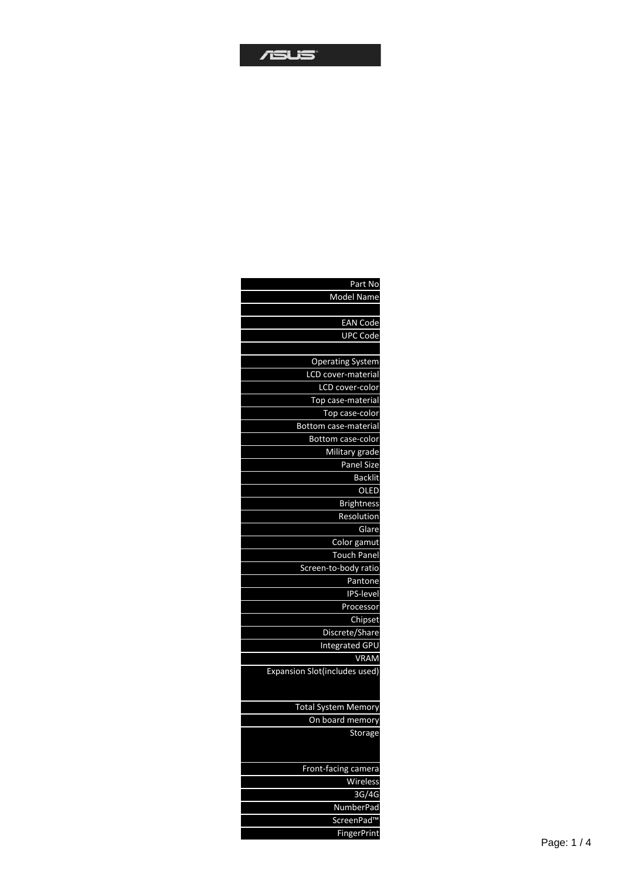| |
|---|
| Part No |
| Model Name |
| |
| EAN Code |
| UPC Code |
| |
| Operating System |
| LCD cover-material |
| LCD cover-color |
| Top case-material |
| Top case-color |
| Bottom case-material |
| Bottom case-color |
| Military grade |
| Panel Size |
| Backlit |
| OLED |
| Brightness |
| Resolution |
| Glare |
| Color gamut |
| Touch Panel |
| Screen-to-body ratio |
| Pantone |
| IPS-level |
| Processor |
| Chipset |
| Discrete/Share |
| Integrated GPU |
| VRAM |
| Expansion Slot(includes used) |
| Total System Memory |
| On board memory |
| Storage |
| Front-facing camera |
| Wireless |
| 3G/4G |
| NumberPad |
| ScreenPad™ |
| FingerPrint |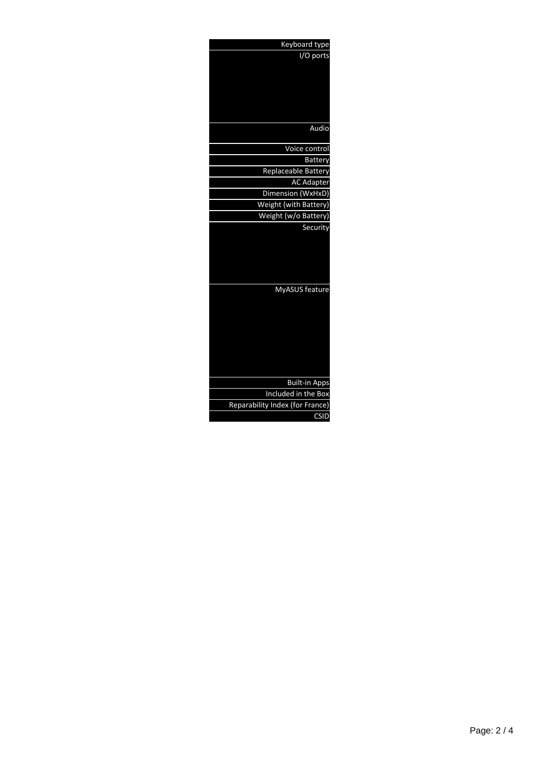| |
|---|
| Keyboard type |
| I/O ports |
| Audio |
| Voice control |
| Battery |
| Replaceable Battery |
| AC Adapter |
| Dimension (WxHxD) |
| Weight (with Battery) |
| Weight (w/o Battery) |
| Security |
| MyASUS feature |
| Built-in Apps |
| Included in the Box |
| Reparability Index (for France) |
| CSID |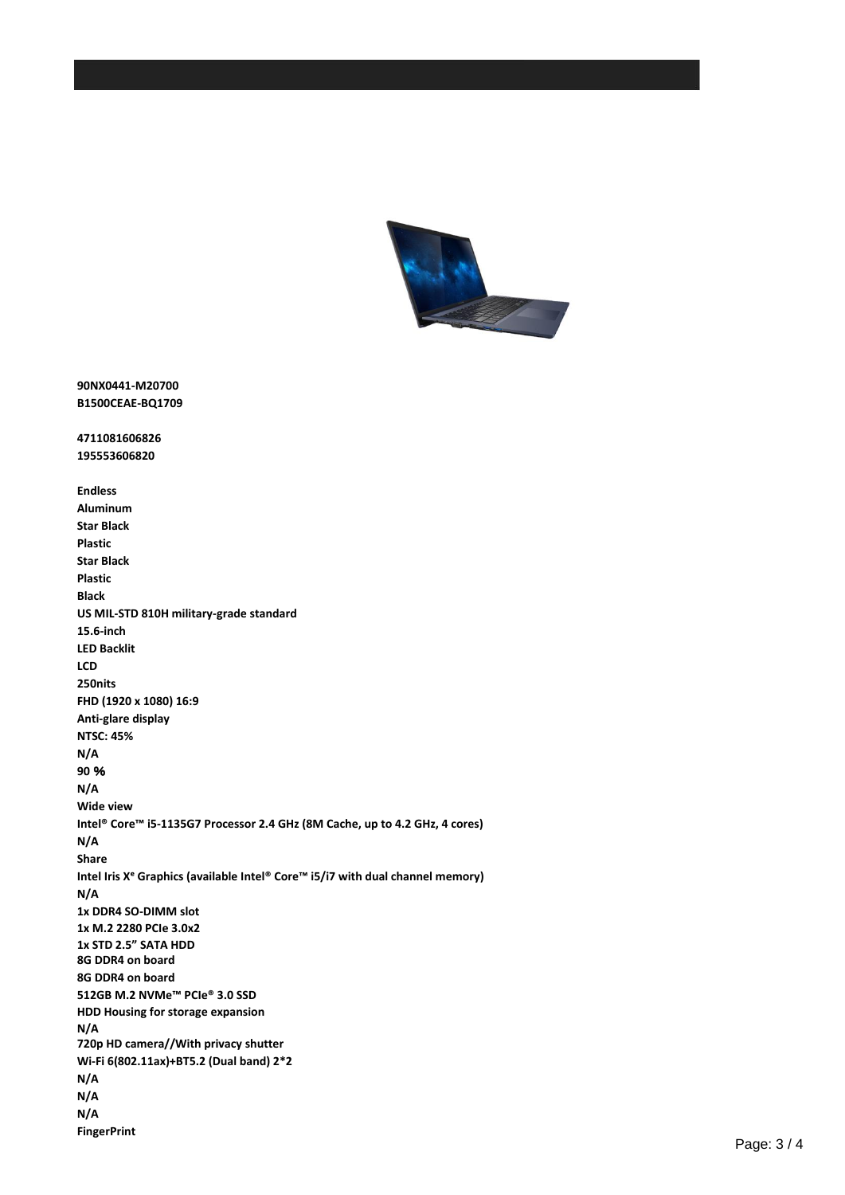**90NX0441-M20700**
**B1500CEAE-BQ1709**

**4711081606826**
**195553606820**

**Endless**
**Aluminum**
**Star Black**
**Plastic**
**Star Black**
**Plastic**
**Black**
**US MIL-STD 810H military-grade standard**
**15.6-inch**
**LED Backlit**
**LCD**
**250nits**
**FHD (1920 x 1080) 16:9**
**Anti-glare display**
**NTSC: 45%**
**N/A**
**90 ％**
**N/A**
**Wide view**
**Intel® Core™ i5-1135G7 Processor 2.4 GHz (8M Cache, up to 4.2 GHz, 4 cores)**
**N/A**
**Share**
**Intel Iris Xᵉ Graphics (available Intel® Core™ i5/i7 with dual channel memory)**
**N/A**
**1x DDR4 SO-DIMM slot**
**1x M.2 2280 PCIe 3.0x2**
**1x STD 2.5" SATA HDD**
**8G DDR4 on board**
**8G DDR4 on board**
**512GB M.2 NVMe™ PCIe® 3.0 SSD**
**HDD Housing for storage expansion**
**N/A**
**720p HD camera//With privacy shutter**
**Wi-Fi 6(802.11ax)+BT5.2 (Dual band) 2*2**
**N/A**
**N/A**
**N/A**
**FingerPrint**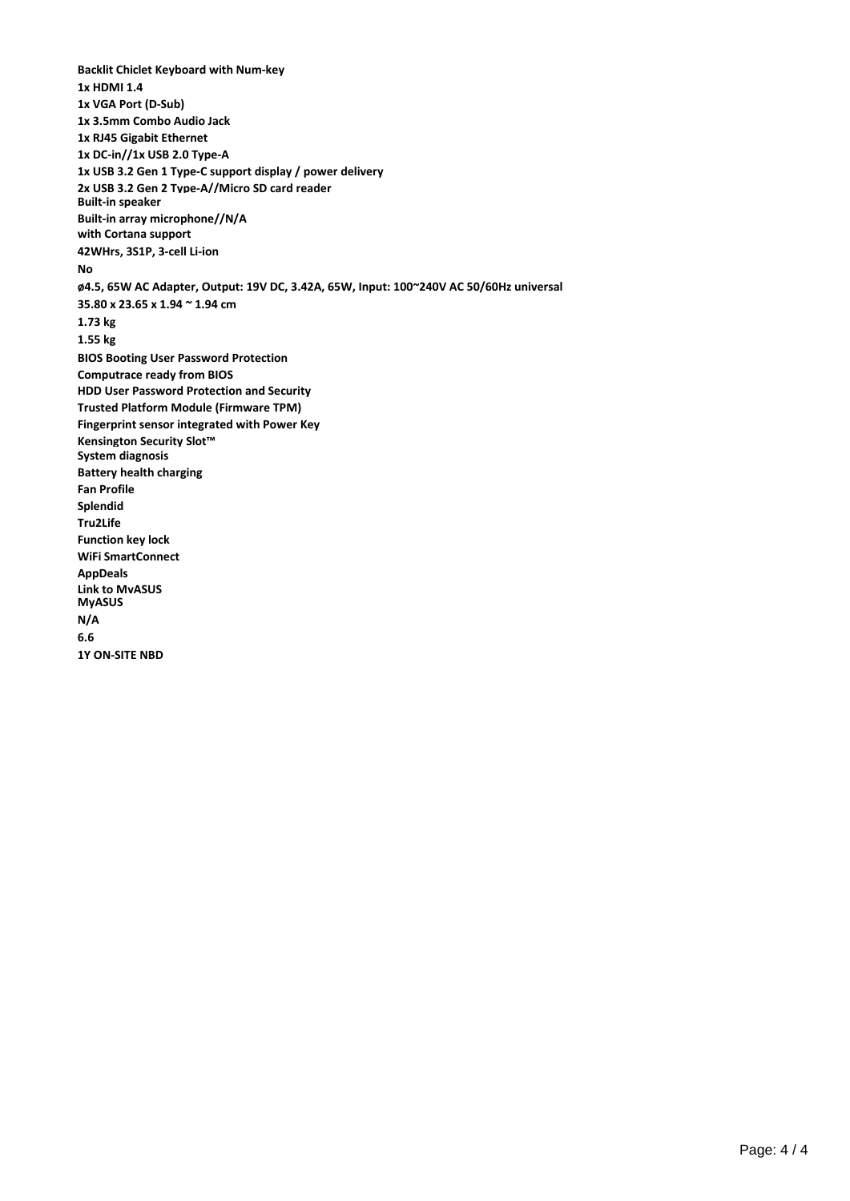**Backlit Chiclet Keyboard with Num-key**
**1x HDMI 1.4**
**1x VGA Port (D-Sub)**
**1x 3.5mm Combo Audio Jack**
**1x RJ45 Gigabit Ethernet**
**1x DC-in//1x USB 2.0 Type-A**
**1x USB 3.2 Gen 1 Type-C support display / power delivery**
**2x USB 3.2 Gen 2 Type-A//Micro SD card reader**
**Built-in speaker**
**Built-in array microphone//N/A**
**with Cortana support**
**42WHrs, 3S1P, 3-cell Li-ion**
**No**
**ø4.5, 65W AC Adapter, Output: 19V DC, 3.42A, 65W, Input: 100~240V AC 50/60Hz universal**
**35.80 x 23.65 x 1.94 ~ 1.94 cm**
**1.73 kg**
**1.55 kg**
**BIOS Booting User Password Protection**
**Computrace ready from BIOS**
**HDD User Password Protection and Security**
**Trusted Platform Module (Firmware TPM)**
**Fingerprint sensor integrated with Power Key**
**Kensington Security Slot™**
**System diagnosis**
**Battery health charging**
**Fan Profile**
**Splendid**
**Tru2Life**
**Function key lock**
**WiFi SmartConnect**
**AppDeals**
**Link to MyASUS**
**MyASUS**
**N/A**
**6.6**
**1Y ON-SITE NBD**